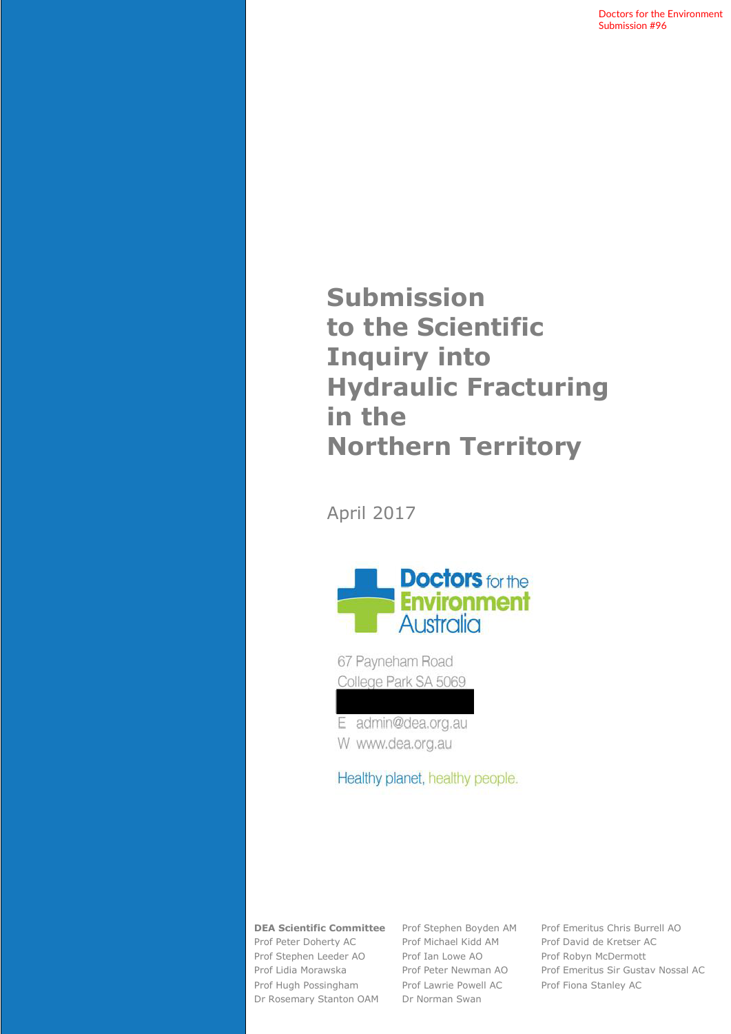Doctors for the Environment
Submission #96

# Submission to the Scientific Inquiry into Hydraulic Fracturing in the Northern Territory

April 2017

Doctors for the Environment Australia

67 Payneham Road
College Park SA 5069

E admin@dea.org.au
W www.dea.org.au

Healthy planet, healthy people.

**DEA Scientific Committee**

Prof Peter Doherty AC
Prof Stephen Leeder AO
Prof Lidia Morawska
Prof Hugh Possingham
Dr Rosemary Stanton OAM
Prof Stephen Boyden AM
Prof Michael Kidd AM
Prof Ian Lowe AO
Prof Peter Newman AO
Prof Lawrie Powell AC
Dr Norman Swan
Prof Emeritus Chris Burrell AO
Prof David de Kretser AC
Prof Robyn McDermott
Prof Emeritus Sir Gustav Nossal AC
Prof Fiona Stanley AC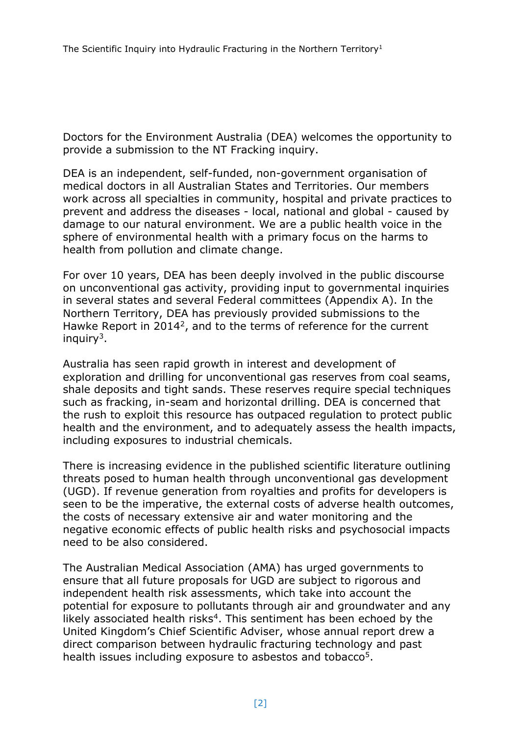Doctors for the Environment Australia (DEA) welcomes the opportunity to provide a submission to the NT Fracking inquiry.

DEA is an independent, self-funded, non-government organisation of medical doctors in all Australian States and Territories. Our members work across all specialties in community, hospital and private practices to prevent and address the diseases - local, national and global - caused by damage to our natural environment. We are a public health voice in the sphere of environmental health with a primary focus on the harms to health from pollution and climate change.

For over 10 years, DEA has been deeply involved in the public discourse on unconventional gas activity, providing input to governmental inquiries in several states and several Federal committees (Appendix A). In the Northern Territory, DEA has previously provided submissions to the Hawke Report in 2014[2], and to the terms of reference for the current inquiry[3].

Australia has seen rapid growth in interest and development of exploration and drilling for unconventional gas reserves from coal seams, shale deposits and tight sands. These reserves require special techniques such as fracking, in-seam and horizontal drilling. DEA is concerned that the rush to exploit this resource has outpaced regulation to protect public health and the environment, and to adequately assess the health impacts, including exposures to industrial chemicals.

There is increasing evidence in the published scientific literature outlining threats posed to human health through unconventional gas development (UGD). If revenue generation from royalties and profits for developers is seen to be the imperative, the external costs of adverse health outcomes, the costs of necessary extensive air and water monitoring and the negative economic effects of public health risks and psychosocial impacts need to be also considered.

The Australian Medical Association (AMA) has urged governments to ensure that all future proposals for UGD are subject to rigorous and independent health risk assessments, which take into account the potential for exposure to pollutants through air and groundwater and any likely associated health risks[4]. This sentiment has been echoed by the United Kingdom's Chief Scientific Adviser, whose annual report drew a direct comparison between hydraulic fracturing technology and past health issues including exposure to asbestos and tobacco[5].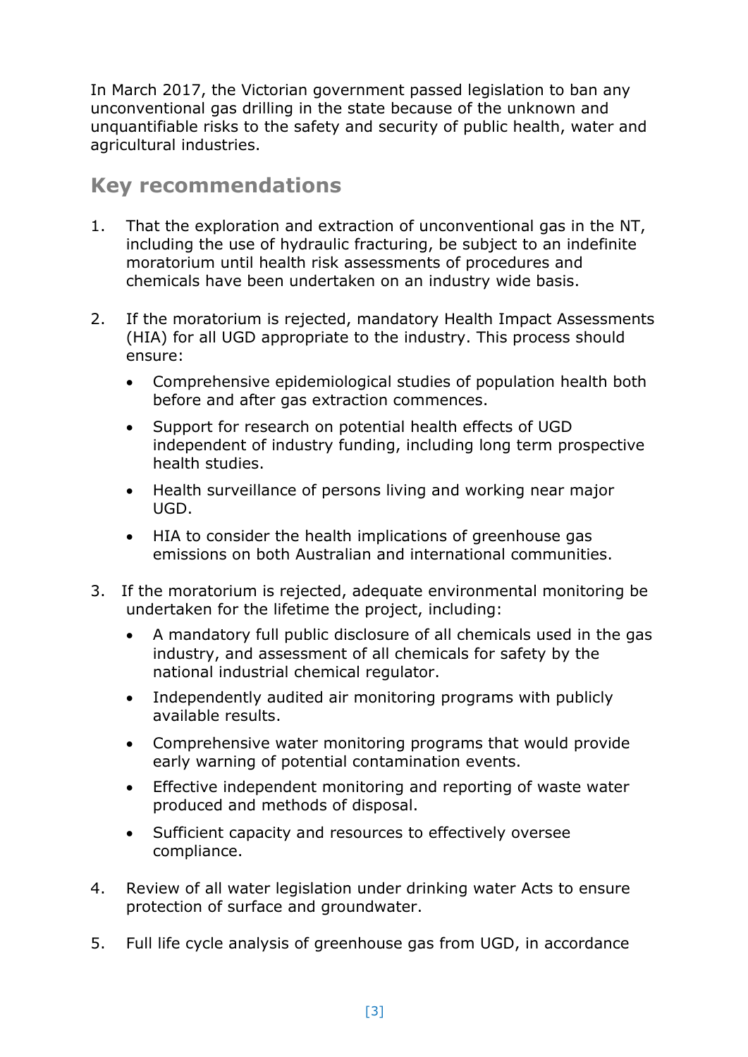In March 2017, the Victorian government passed legislation to ban any unconventional gas drilling in the state because of the unknown and unquantifiable risks to the safety and security of public health, water and agricultural industries.

## Key recommendations

1. That the exploration and extraction of unconventional gas in the NT, including the use of hydraulic fracturing, be subject to an indefinite moratorium until health risk assessments of procedures and chemicals have been undertaken on an industry wide basis.

2. If the moratorium is rejected, mandatory Health Impact Assessments (HIA) for all UGD appropriate to the industry. This process should ensure:
   - Comprehensive epidemiological studies of population health both before and after gas extraction commences.
   - Support for research on potential health effects of UGD independent of industry funding, including long term prospective health studies.
   - Health surveillance of persons living and working near major UGD.
   - HIA to consider the health implications of greenhouse gas emissions on both Australian and international communities.

3. If the moratorium is rejected, adequate environmental monitoring be undertaken for the lifetime the project, including:
   - A mandatory full public disclosure of all chemicals used in the gas industry, and assessment of all chemicals for safety by the national industrial chemical regulator.
   - Independently audited air monitoring programs with publicly available results.
   - Comprehensive water monitoring programs that would provide early warning of potential contamination events.
   - Effective independent monitoring and reporting of waste water produced and methods of disposal.
   - Sufficient capacity and resources to effectively oversee compliance.

4. Review of all water legislation under drinking water Acts to ensure protection of surface and groundwater.

5. Full life cycle analysis of greenhouse gas from UGD, in accordance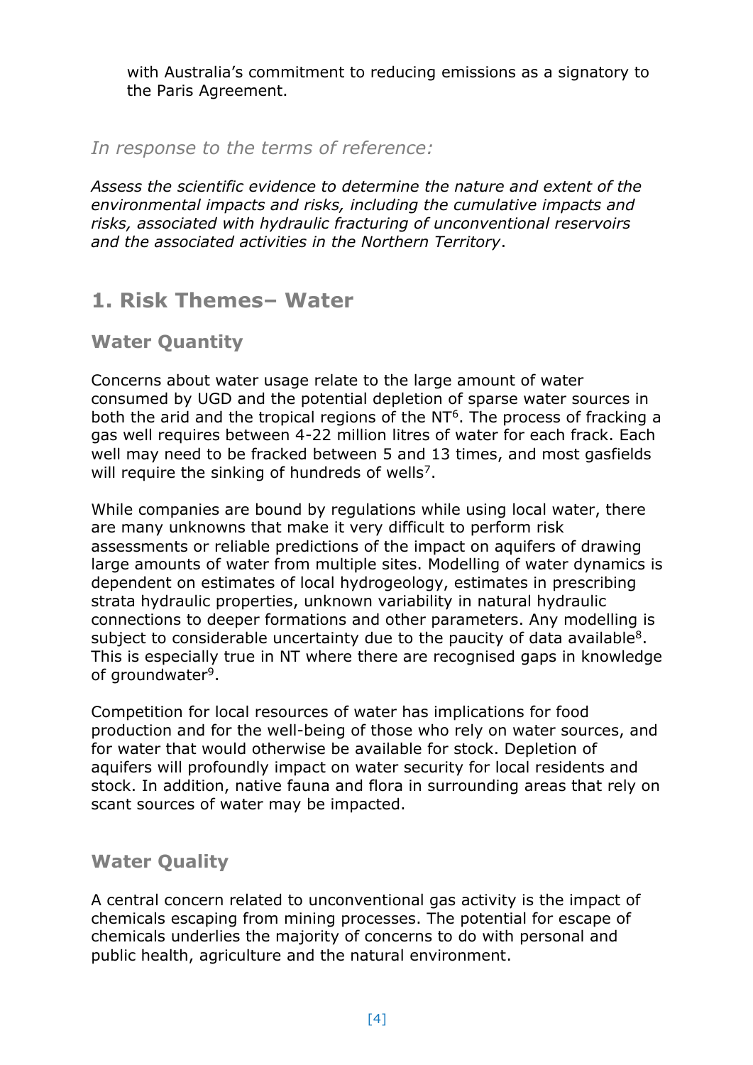with Australia's commitment to reducing emissions as a signatory to the Paris Agreement.

*In response to the terms of reference:*

*Assess the scientific evidence to determine the nature and extent of the environmental impacts and risks, including the cumulative impacts and risks, associated with hydraulic fracturing of unconventional reservoirs and the associated activities in the Northern Territory*.

## 1. Risk Themes– Water

### Water Quantity

Concerns about water usage relate to the large amount of water consumed by UGD and the potential depletion of sparse water sources in both the arid and the tropical regions of the NT[6]. The process of fracking a gas well requires between 4-22 million litres of water for each frack. Each well may need to be fracked between 5 and 13 times, and most gasfields will require the sinking of hundreds of wells[7].

While companies are bound by regulations while using local water, there are many unknowns that make it very difficult to perform risk assessments or reliable predictions of the impact on aquifers of drawing large amounts of water from multiple sites. Modelling of water dynamics is dependent on estimates of local hydrogeology, estimates in prescribing strata hydraulic properties, unknown variability in natural hydraulic connections to deeper formations and other parameters. Any modelling is subject to considerable uncertainty due to the paucity of data available[8]. This is especially true in NT where there are recognised gaps in knowledge of groundwater[9].

Competition for local resources of water has implications for food production and for the well-being of those who rely on water sources, and for water that would otherwise be available for stock. Depletion of aquifers will profoundly impact on water security for local residents and stock. In addition, native fauna and flora in surrounding areas that rely on scant sources of water may be impacted.

### Water Quality

A central concern related to unconventional gas activity is the impact of chemicals escaping from mining processes. The potential for escape of chemicals underlies the majority of concerns to do with personal and public health, agriculture and the natural environment.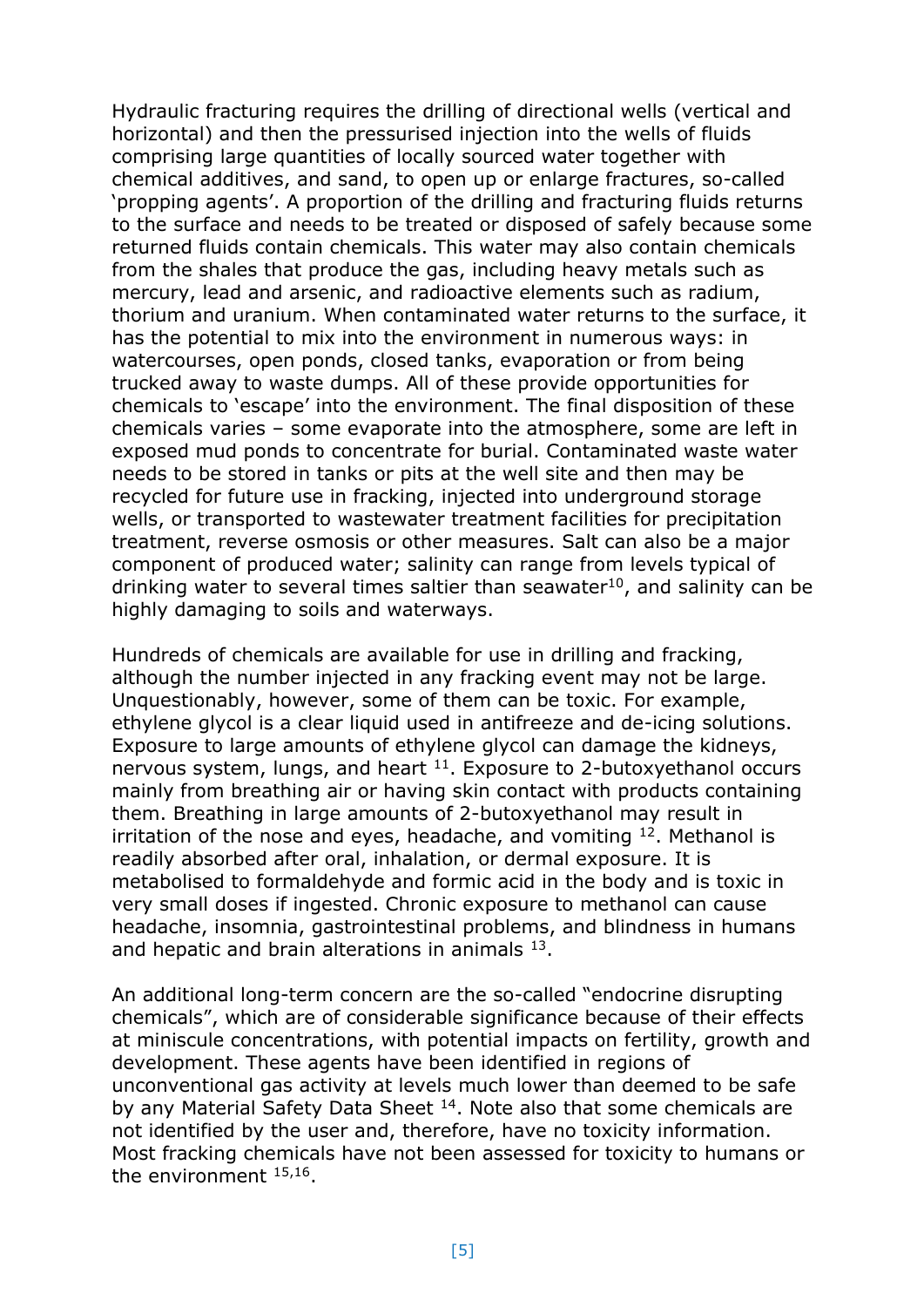Hydraulic fracturing requires the drilling of directional wells (vertical and horizontal) and then the pressurised injection into the wells of fluids comprising large quantities of locally sourced water together with chemical additives, and sand, to open up or enlarge fractures, so-called 'propping agents'. A proportion of the drilling and fracturing fluids returns to the surface and needs to be treated or disposed of safely because some returned fluids contain chemicals. This water may also contain chemicals from the shales that produce the gas, including heavy metals such as mercury, lead and arsenic, and radioactive elements such as radium, thorium and uranium. When contaminated water returns to the surface, it has the potential to mix into the environment in numerous ways: in watercourses, open ponds, closed tanks, evaporation or from being trucked away to waste dumps. All of these provide opportunities for chemicals to 'escape' into the environment. The final disposition of these chemicals varies – some evaporate into the atmosphere, some are left in exposed mud ponds to concentrate for burial. Contaminated waste water needs to be stored in tanks or pits at the well site and then may be recycled for future use in fracking, injected into underground storage wells, or transported to wastewater treatment facilities for precipitation treatment, reverse osmosis or other measures. Salt can also be a major component of produced water; salinity can range from levels typical of drinking water to several times saltier than seawater[10], and salinity can be highly damaging to soils and waterways.

Hundreds of chemicals are available for use in drilling and fracking, although the number injected in any fracking event may not be large. Unquestionably, however, some of them can be toxic. For example, ethylene glycol is a clear liquid used in antifreeze and de-icing solutions. Exposure to large amounts of ethylene glycol can damage the kidneys, nervous system, lungs, and heart [11]. Exposure to 2-butoxyethanol occurs mainly from breathing air or having skin contact with products containing them. Breathing in large amounts of 2-butoxyethanol may result in irritation of the nose and eyes, headache, and vomiting [12]. Methanol is readily absorbed after oral, inhalation, or dermal exposure. It is metabolised to formaldehyde and formic acid in the body and is toxic in very small doses if ingested. Chronic exposure to methanol can cause headache, insomnia, gastrointestinal problems, and blindness in humans and hepatic and brain alterations in animals [13].

An additional long-term concern are the so-called "endocrine disrupting chemicals", which are of considerable significance because of their effects at miniscule concentrations, with potential impacts on fertility, growth and development. These agents have been identified in regions of unconventional gas activity at levels much lower than deemed to be safe by any Material Safety Data Sheet [14]. Note also that some chemicals are not identified by the user and, therefore, have no toxicity information. Most fracking chemicals have not been assessed for toxicity to humans or the environment [15,16].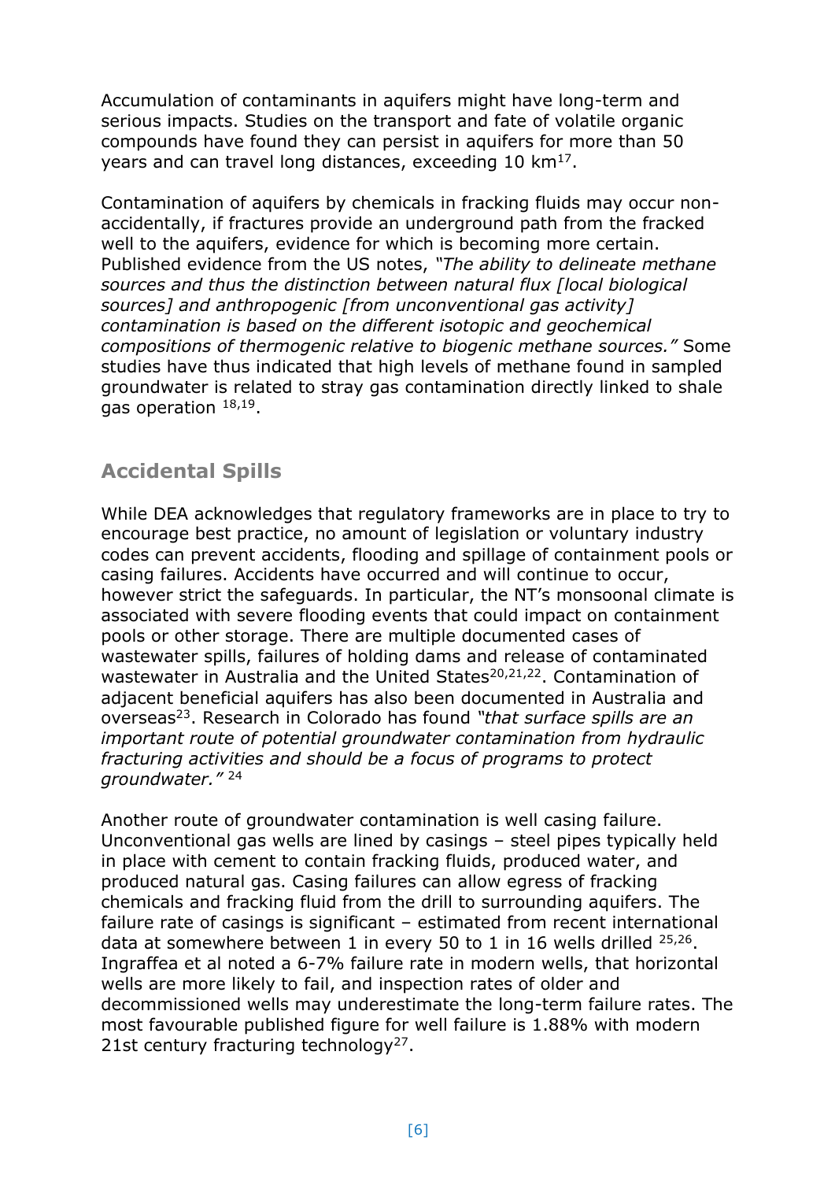Accumulation of contaminants in aquifers might have long-term and serious impacts. Studies on the transport and fate of volatile organic compounds have found they can persist in aquifers for more than 50 years and can travel long distances, exceeding 10 km[17].

Contamination of aquifers by chemicals in fracking fluids may occur non-accidentally, if fractures provide an underground path from the fracked well to the aquifers, evidence for which is becoming more certain. Published evidence from the US notes, *"The ability to delineate methane sources and thus the distinction between natural flux [local biological sources] and anthropogenic [from unconventional gas activity] contamination is based on the different isotopic and geochemical compositions of thermogenic relative to biogenic methane sources."* Some studies have thus indicated that high levels of methane found in sampled groundwater is related to stray gas contamination directly linked to shale gas operation [18,19].

## Accidental Spills

While DEA acknowledges that regulatory frameworks are in place to try to encourage best practice, no amount of legislation or voluntary industry codes can prevent accidents, flooding and spillage of containment pools or casing failures. Accidents have occurred and will continue to occur, however strict the safeguards. In particular, the NT's monsoonal climate is associated with severe flooding events that could impact on containment pools or other storage. There are multiple documented cases of wastewater spills, failures of holding dams and release of contaminated wastewater in Australia and the United States[20,21,22]. Contamination of adjacent beneficial aquifers has also been documented in Australia and overseas[23]. Research in Colorado has found *"that surface spills are an important route of potential groundwater contamination from hydraulic fracturing activities and should be a focus of programs to protect groundwater."* [24]

Another route of groundwater contamination is well casing failure. Unconventional gas wells are lined by casings – steel pipes typically held in place with cement to contain fracking fluids, produced water, and produced natural gas. Casing failures can allow egress of fracking chemicals and fracking fluid from the drill to surrounding aquifers. The failure rate of casings is significant – estimated from recent international data at somewhere between 1 in every 50 to 1 in 16 wells drilled [25,26]. Ingraffea et al noted a 6-7% failure rate in modern wells, that horizontal wells are more likely to fail, and inspection rates of older and decommissioned wells may underestimate the long-term failure rates. The most favourable published figure for well failure is 1.88% with modern 21st century fracturing technology[27].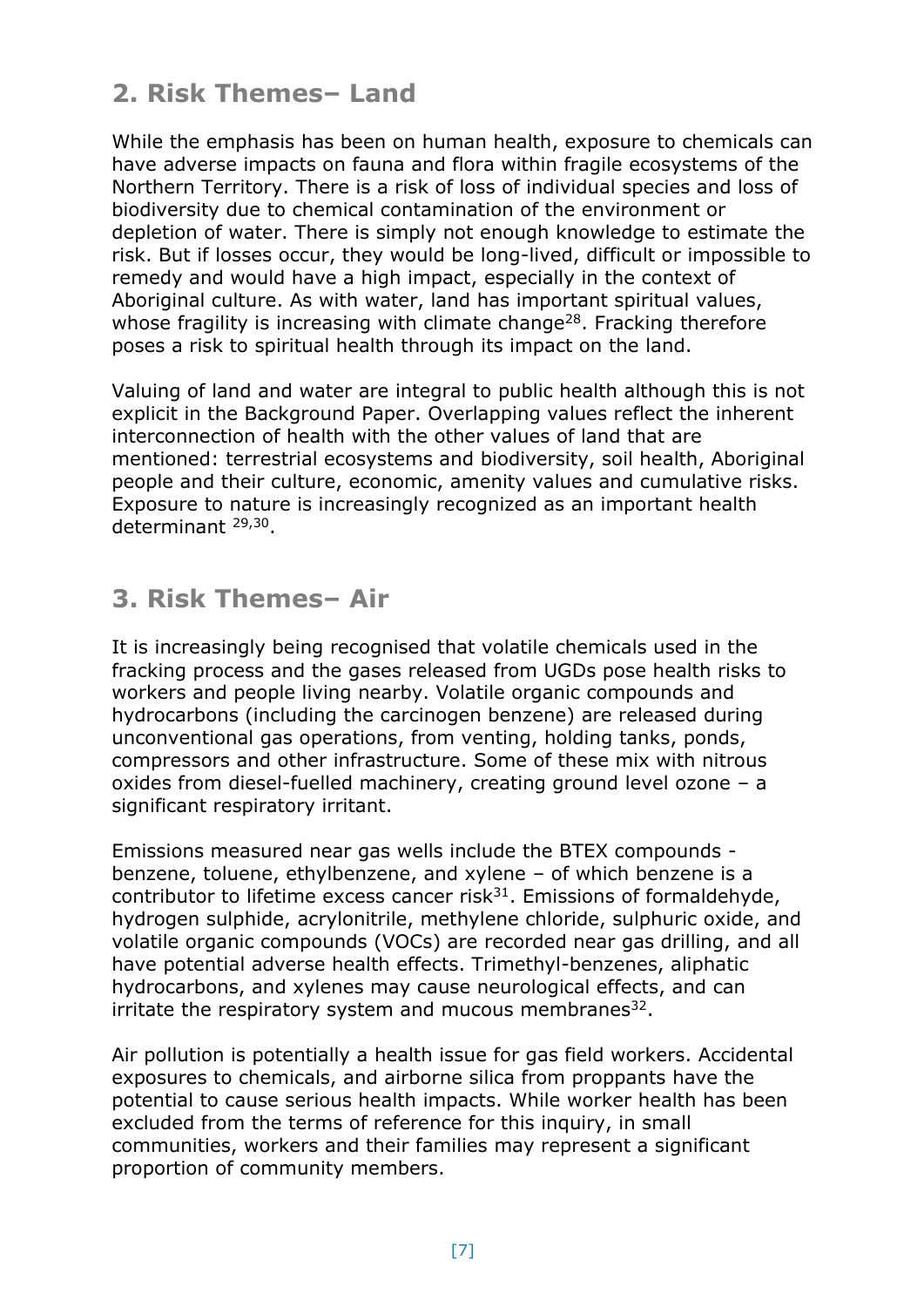## 2. Risk Themes– Land

While the emphasis has been on human health, exposure to chemicals can have adverse impacts on fauna and flora within fragile ecosystems of the Northern Territory. There is a risk of loss of individual species and loss of biodiversity due to chemical contamination of the environment or depletion of water. There is simply not enough knowledge to estimate the risk. But if losses occur, they would be long-lived, difficult or impossible to remedy and would have a high impact, especially in the context of Aboriginal culture. As with water, land has important spiritual values, whose fragility is increasing with climate change[28]. Fracking therefore poses a risk to spiritual health through its impact on the land.

Valuing of land and water are integral to public health although this is not explicit in the Background Paper. Overlapping values reflect the inherent interconnection of health with the other values of land that are mentioned: terrestrial ecosystems and biodiversity, soil health, Aboriginal people and their culture, economic, amenity values and cumulative risks. Exposure to nature is increasingly recognized as an important health determinant [29,30].

## 3. Risk Themes– Air

It is increasingly being recognised that volatile chemicals used in the fracking process and the gases released from UGDs pose health risks to workers and people living nearby. Volatile organic compounds and hydrocarbons (including the carcinogen benzene) are released during unconventional gas operations, from venting, holding tanks, ponds, compressors and other infrastructure. Some of these mix with nitrous oxides from diesel-fuelled machinery, creating ground level ozone – a significant respiratory irritant.

Emissions measured near gas wells include the BTEX compounds - benzene, toluene, ethylbenzene, and xylene – of which benzene is a contributor to lifetime excess cancer risk[31]. Emissions of formaldehyde, hydrogen sulphide, acrylonitrile, methylene chloride, sulphuric oxide, and volatile organic compounds (VOCs) are recorded near gas drilling, and all have potential adverse health effects. Trimethyl-benzenes, aliphatic hydrocarbons, and xylenes may cause neurological effects, and can irritate the respiratory system and mucous membranes[32].

Air pollution is potentially a health issue for gas field workers. Accidental exposures to chemicals, and airborne silica from proppants have the potential to cause serious health impacts. While worker health has been excluded from the terms of reference for this inquiry, in small communities, workers and their families may represent a significant proportion of community members.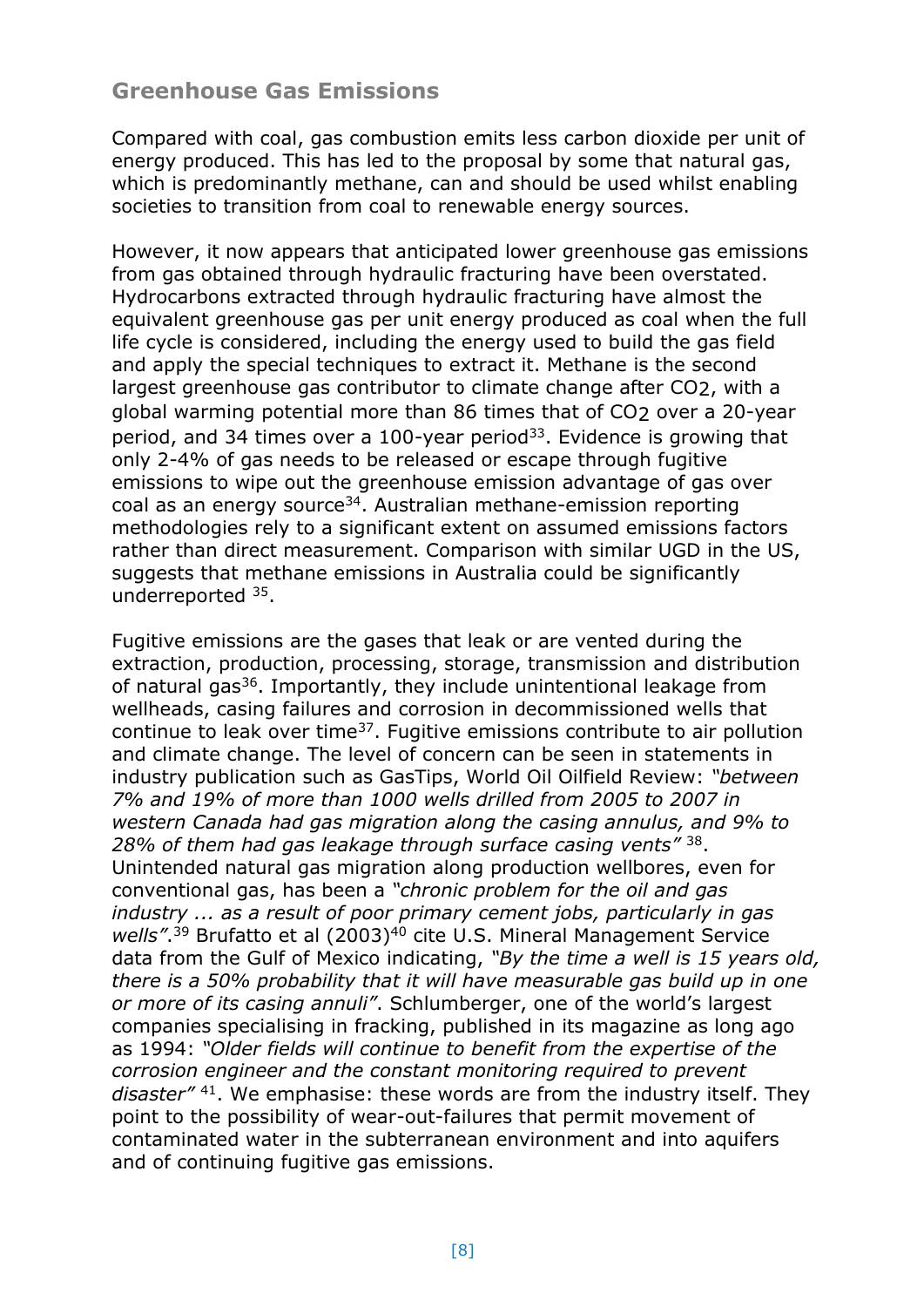## Greenhouse Gas Emissions

Compared with coal, gas combustion emits less carbon dioxide per unit of energy produced. This has led to the proposal by some that natural gas, which is predominantly methane, can and should be used whilst enabling societies to transition from coal to renewable energy sources.

However, it now appears that anticipated lower greenhouse gas emissions from gas obtained through hydraulic fracturing have been overstated. Hydrocarbons extracted through hydraulic fracturing have almost the equivalent greenhouse gas per unit energy produced as coal when the full life cycle is considered, including the energy used to build the gas field and apply the special techniques to extract it. Methane is the second largest greenhouse gas contributor to climate change after $CO_2$, with a global warming potential more than 86 times that of $CO_2$ over a 20-year period, and 34 times over a 100-year period[33]. Evidence is growing that only 2-4% of gas needs to be released or escape through fugitive emissions to wipe out the greenhouse emission advantage of gas over coal as an energy source[34]. Australian methane-emission reporting methodologies rely to a significant extent on assumed emissions factors rather than direct measurement. Comparison with similar UGD in the US, suggests that methane emissions in Australia could be significantly underreported [35].

Fugitive emissions are the gases that leak or are vented during the extraction, production, processing, storage, transmission and distribution of natural gas[36]. Importantly, they include unintentional leakage from wellheads, casing failures and corrosion in decommissioned wells that continue to leak over time[37]. Fugitive emissions contribute to air pollution and climate change. The level of concern can be seen in statements in industry publication such as GasTips, World Oil Oilfield Review: *"between 7% and 19% of more than 1000 wells drilled from 2005 to 2007 in western Canada had gas migration along the casing annulus, and 9% to 28% of them had gas leakage through surface casing vents"* [38]. Unintended natural gas migration along production wellbores, even for conventional gas, has been a *"chronic problem for the oil and gas industry ... as a result of poor primary cement jobs, particularly in gas wells"*.[39] Brufatto et al (2003)[40] cite U.S. Mineral Management Service data from the Gulf of Mexico indicating, *"By the time a well is 15 years old, there is a 50% probability that it will have measurable gas build up in one or more of its casing annuli"*. Schlumberger, one of the world's largest companies specialising in fracking, published in its magazine as long ago as 1994: *"Older fields will continue to benefit from the expertise of the corrosion engineer and the constant monitoring required to prevent disaster"* [41]. We emphasise: these words are from the industry itself. They point to the possibility of wear-out-failures that permit movement of contaminated water in the subterranean environment and into aquifers and of continuing fugitive gas emissions.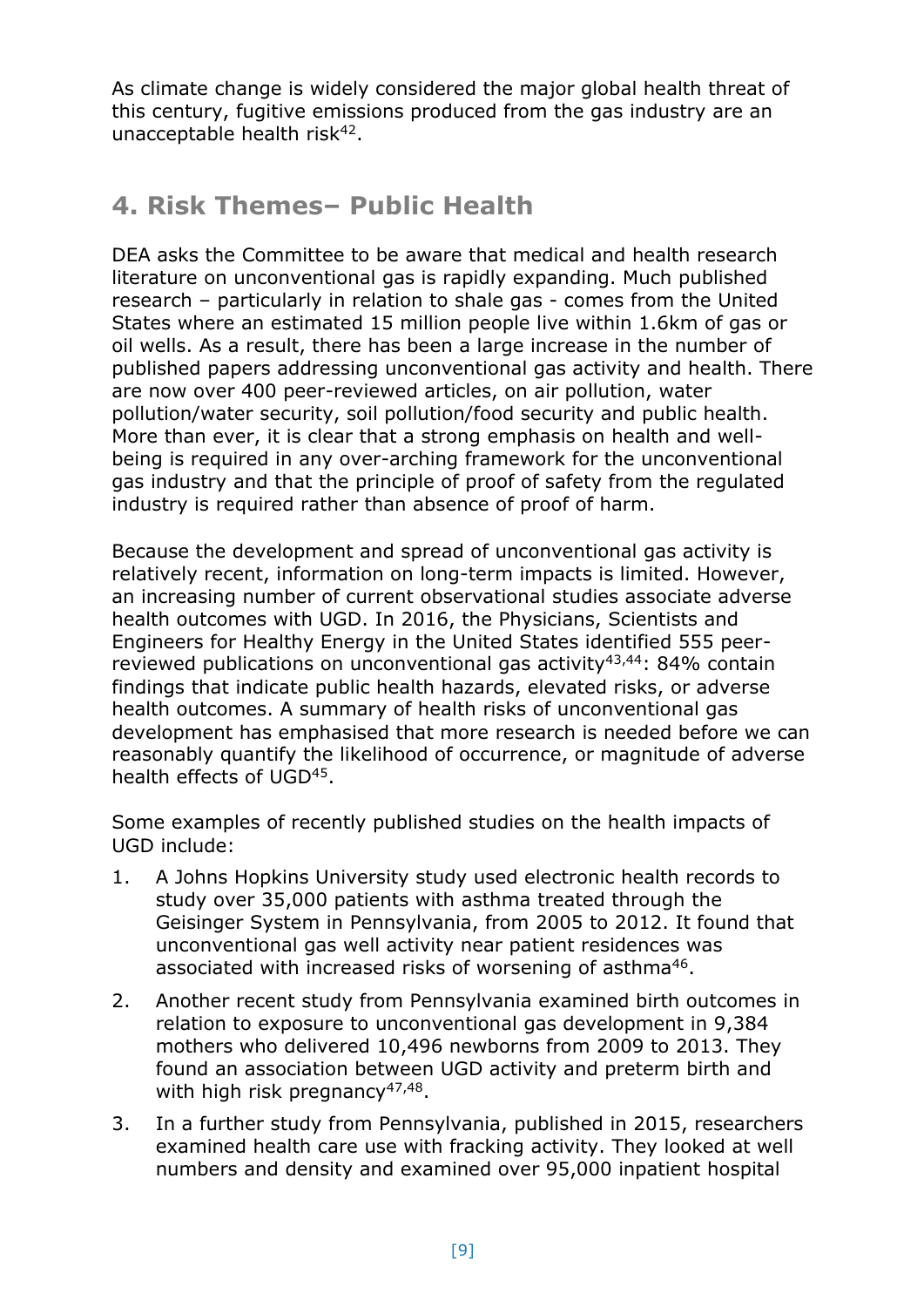As climate change is widely considered the major global health threat of this century, fugitive emissions produced from the gas industry are an unacceptable health risk[42].

## 4. Risk Themes– Public Health

DEA asks the Committee to be aware that medical and health research literature on unconventional gas is rapidly expanding. Much published research – particularly in relation to shale gas - comes from the United States where an estimated 15 million people live within 1.6km of gas or oil wells. As a result, there has been a large increase in the number of published papers addressing unconventional gas activity and health. There are now over 400 peer-reviewed articles, on air pollution, water pollution/water security, soil pollution/food security and public health. More than ever, it is clear that a strong emphasis on health and well-being is required in any over-arching framework for the unconventional gas industry and that the principle of proof of safety from the regulated industry is required rather than absence of proof of harm.

Because the development and spread of unconventional gas activity is relatively recent, information on long-term impacts is limited. However, an increasing number of current observational studies associate adverse health outcomes with UGD. In 2016, the Physicians, Scientists and Engineers for Healthy Energy in the United States identified 555 peer-reviewed publications on unconventional gas activity[43,44]: 84% contain findings that indicate public health hazards, elevated risks, or adverse health outcomes. A summary of health risks of unconventional gas development has emphasised that more research is needed before we can reasonably quantify the likelihood of occurrence, or magnitude of adverse health effects of UGD[45].

Some examples of recently published studies on the health impacts of UGD include:

1. A Johns Hopkins University study used electronic health records to study over 35,000 patients with asthma treated through the Geisinger System in Pennsylvania, from 2005 to 2012. It found that unconventional gas well activity near patient residences was associated with increased risks of worsening of asthma[46].
2. Another recent study from Pennsylvania examined birth outcomes in relation to exposure to unconventional gas development in 9,384 mothers who delivered 10,496 newborns from 2009 to 2013. They found an association between UGD activity and preterm birth and with high risk pregnancy[47,48].
3. In a further study from Pennsylvania, published in 2015, researchers examined health care use with fracking activity. They looked at well numbers and density and examined over 95,000 inpatient hospital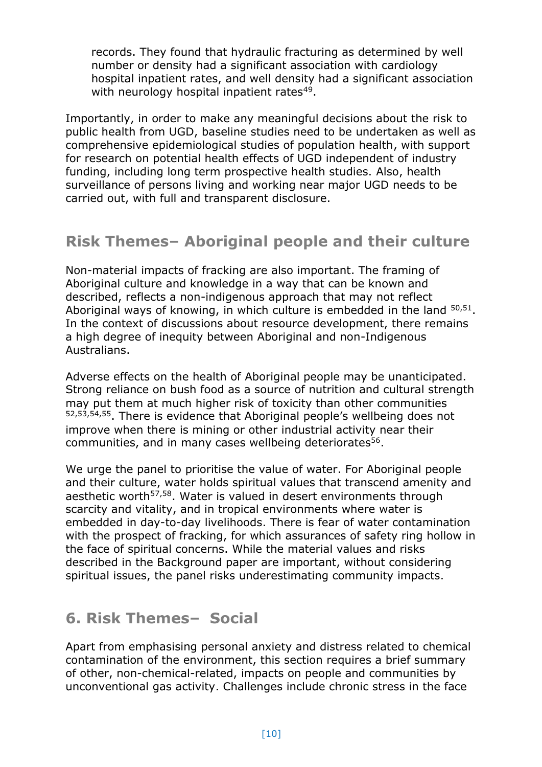records. They found that hydraulic fracturing as determined by well number or density had a significant association with cardiology hospital inpatient rates, and well density had a significant association with neurology hospital inpatient rates[49].

Importantly, in order to make any meaningful decisions about the risk to public health from UGD, baseline studies need to be undertaken as well as comprehensive epidemiological studies of population health, with support for research on potential health effects of UGD independent of industry funding, including long term prospective health studies. Also, health surveillance of persons living and working near major UGD needs to be carried out, with full and transparent disclosure.

## Risk Themes– Aboriginal people and their culture

Non-material impacts of fracking are also important. The framing of Aboriginal culture and knowledge in a way that can be known and described, reflects a non-indigenous approach that may not reflect Aboriginal ways of knowing, in which culture is embedded in the land [50,51]. In the context of discussions about resource development, there remains a high degree of inequity between Aboriginal and non-Indigenous Australians.

Adverse effects on the health of Aboriginal people may be unanticipated. Strong reliance on bush food as a source of nutrition and cultural strength may put them at much higher risk of toxicity than other communities [52,53,54,55]. There is evidence that Aboriginal people's wellbeing does not improve when there is mining or other industrial activity near their communities, and in many cases wellbeing deteriorates[56].

We urge the panel to prioritise the value of water. For Aboriginal people and their culture, water holds spiritual values that transcend amenity and aesthetic worth[57,58]. Water is valued in desert environments through scarcity and vitality, and in tropical environments where water is embedded in day-to-day livelihoods. There is fear of water contamination with the prospect of fracking, for which assurances of safety ring hollow in the face of spiritual concerns. While the material values and risks described in the Background paper are important, without considering spiritual issues, the panel risks underestimating community impacts.

## 6. Risk Themes– Social

Apart from emphasising personal anxiety and distress related to chemical contamination of the environment, this section requires a brief summary of other, non-chemical-related, impacts on people and communities by unconventional gas activity. Challenges include chronic stress in the face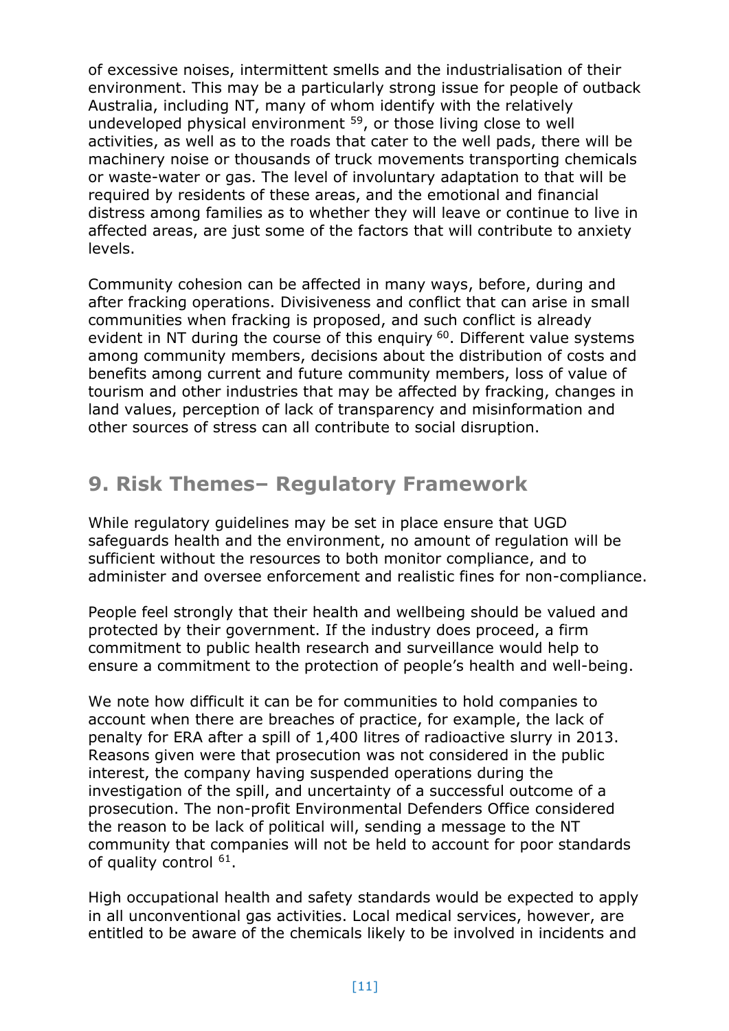of excessive noises, intermittent smells and the industrialisation of their environment. This may be a particularly strong issue for people of outback Australia, including NT, many of whom identify with the relatively undeveloped physical environment [59], or those living close to well activities, as well as to the roads that cater to the well pads, there will be machinery noise or thousands of truck movements transporting chemicals or waste-water or gas. The level of involuntary adaptation to that will be required by residents of these areas, and the emotional and financial distress among families as to whether they will leave or continue to live in affected areas, are just some of the factors that will contribute to anxiety levels.

Community cohesion can be affected in many ways, before, during and after fracking operations. Divisiveness and conflict that can arise in small communities when fracking is proposed, and such conflict is already evident in NT during the course of this enquiry [60]. Different value systems among community members, decisions about the distribution of costs and benefits among current and future community members, loss of value of tourism and other industries that may be affected by fracking, changes in land values, perception of lack of transparency and misinformation and other sources of stress can all contribute to social disruption.

## 9. Risk Themes– Regulatory Framework

While regulatory guidelines may be set in place ensure that UGD safeguards health and the environment, no amount of regulation will be sufficient without the resources to both monitor compliance, and to administer and oversee enforcement and realistic fines for non-compliance.

People feel strongly that their health and wellbeing should be valued and protected by their government. If the industry does proceed, a firm commitment to public health research and surveillance would help to ensure a commitment to the protection of people's health and well-being.

We note how difficult it can be for communities to hold companies to account when there are breaches of practice, for example, the lack of penalty for ERA after a spill of 1,400 litres of radioactive slurry in 2013. Reasons given were that prosecution was not considered in the public interest, the company having suspended operations during the investigation of the spill, and uncertainty of a successful outcome of a prosecution. The non-profit Environmental Defenders Office considered the reason to be lack of political will, sending a message to the NT community that companies will not be held to account for poor standards of quality control [61].

High occupational health and safety standards would be expected to apply in all unconventional gas activities. Local medical services, however, are entitled to be aware of the chemicals likely to be involved in incidents and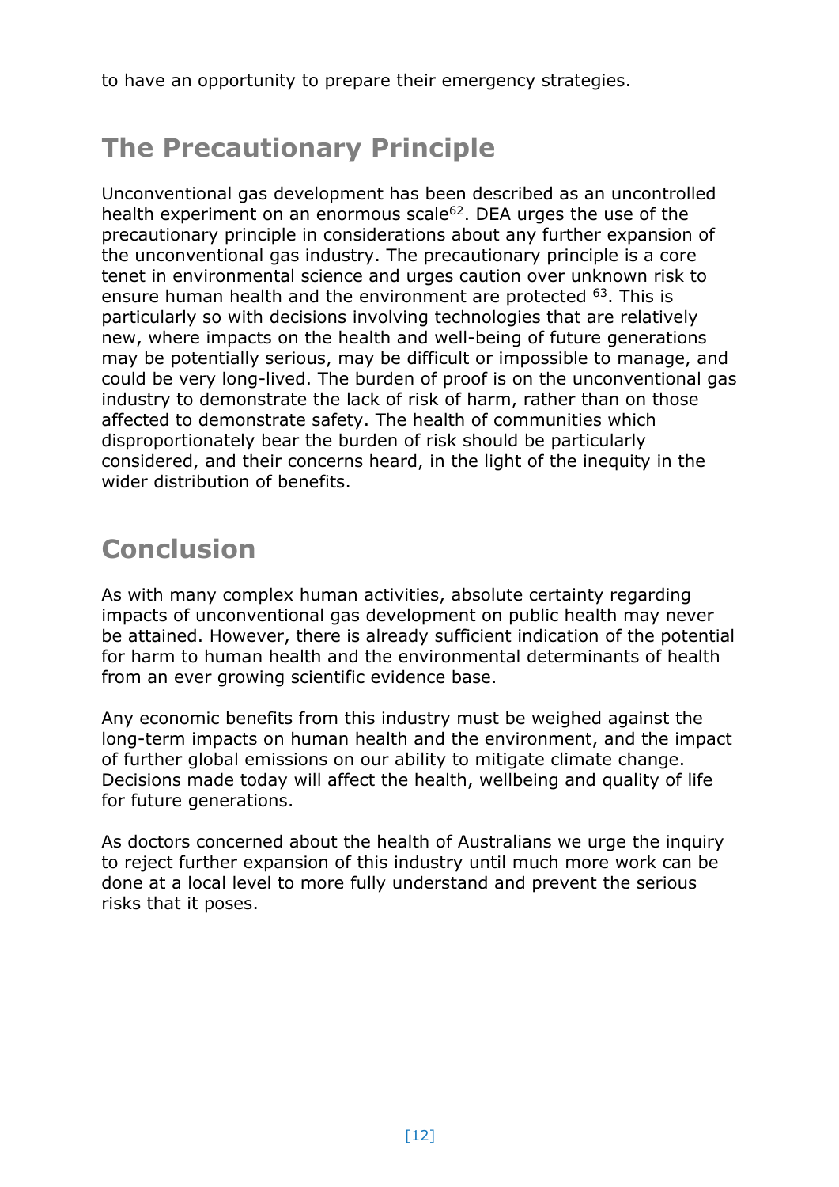to have an opportunity to prepare their emergency strategies.

## The Precautionary Principle

Unconventional gas development has been described as an uncontrolled health experiment on an enormous scale[62]. DEA urges the use of the precautionary principle in considerations about any further expansion of the unconventional gas industry. The precautionary principle is a core tenet in environmental science and urges caution over unknown risk to ensure human health and the environment are protected [63]. This is particularly so with decisions involving technologies that are relatively new, where impacts on the health and well-being of future generations may be potentially serious, may be difficult or impossible to manage, and could be very long-lived. The burden of proof is on the unconventional gas industry to demonstrate the lack of risk of harm, rather than on those affected to demonstrate safety. The health of communities which disproportionately bear the burden of risk should be particularly considered, and their concerns heard, in the light of the inequity in the wider distribution of benefits.

## Conclusion

As with many complex human activities, absolute certainty regarding impacts of unconventional gas development on public health may never be attained. However, there is already sufficient indication of the potential for harm to human health and the environmental determinants of health from an ever growing scientific evidence base.

Any economic benefits from this industry must be weighed against the long-term impacts on human health and the environment, and the impact of further global emissions on our ability to mitigate climate change. Decisions made today will affect the health, wellbeing and quality of life for future generations.

As doctors concerned about the health of Australians we urge the inquiry to reject further expansion of this industry until much more work can be done at a local level to more fully understand and prevent the serious risks that it poses.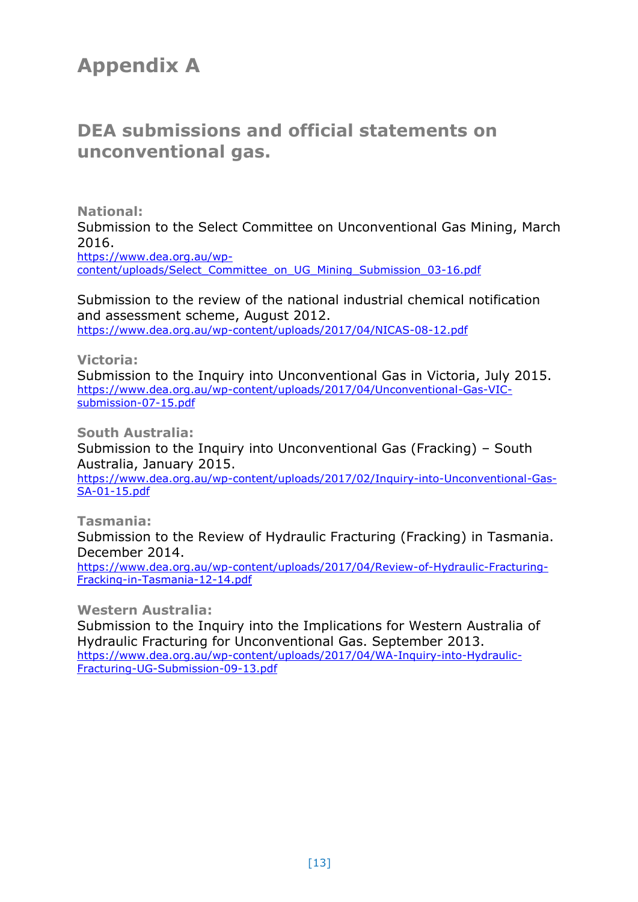# Appendix A

## DEA submissions and official statements on unconventional gas.

**National:**

Submission to the Select Committee on Unconventional Gas Mining, March 2016.
https://www.dea.org.au/wp-content/uploads/Select_Committee_on_UG_Mining_Submission_03-16.pdf

Submission to the review of the national industrial chemical notification and assessment scheme, August 2012.
https://www.dea.org.au/wp-content/uploads/2017/04/NICAS-08-12.pdf

**Victoria:**

Submission to the Inquiry into Unconventional Gas in Victoria, July 2015.
https://www.dea.org.au/wp-content/uploads/2017/04/Unconventional-Gas-VIC-submission-07-15.pdf

**South Australia:**

Submission to the Inquiry into Unconventional Gas (Fracking) – South Australia, January 2015.
https://www.dea.org.au/wp-content/uploads/2017/02/Inquiry-into-Unconventional-Gas-SA-01-15.pdf

**Tasmania:**

Submission to the Review of Hydraulic Fracturing (Fracking) in Tasmania. December 2014.
https://www.dea.org.au/wp-content/uploads/2017/04/Review-of-Hydraulic-Fracturing-Fracking-in-Tasmania-12-14.pdf

**Western Australia:**

Submission to the Inquiry into the Implications for Western Australia of Hydraulic Fracturing for Unconventional Gas. September 2013.
https://www.dea.org.au/wp-content/uploads/2017/04/WA-Inquiry-into-Hydraulic-Fracturing-UG-Submission-09-13.pdf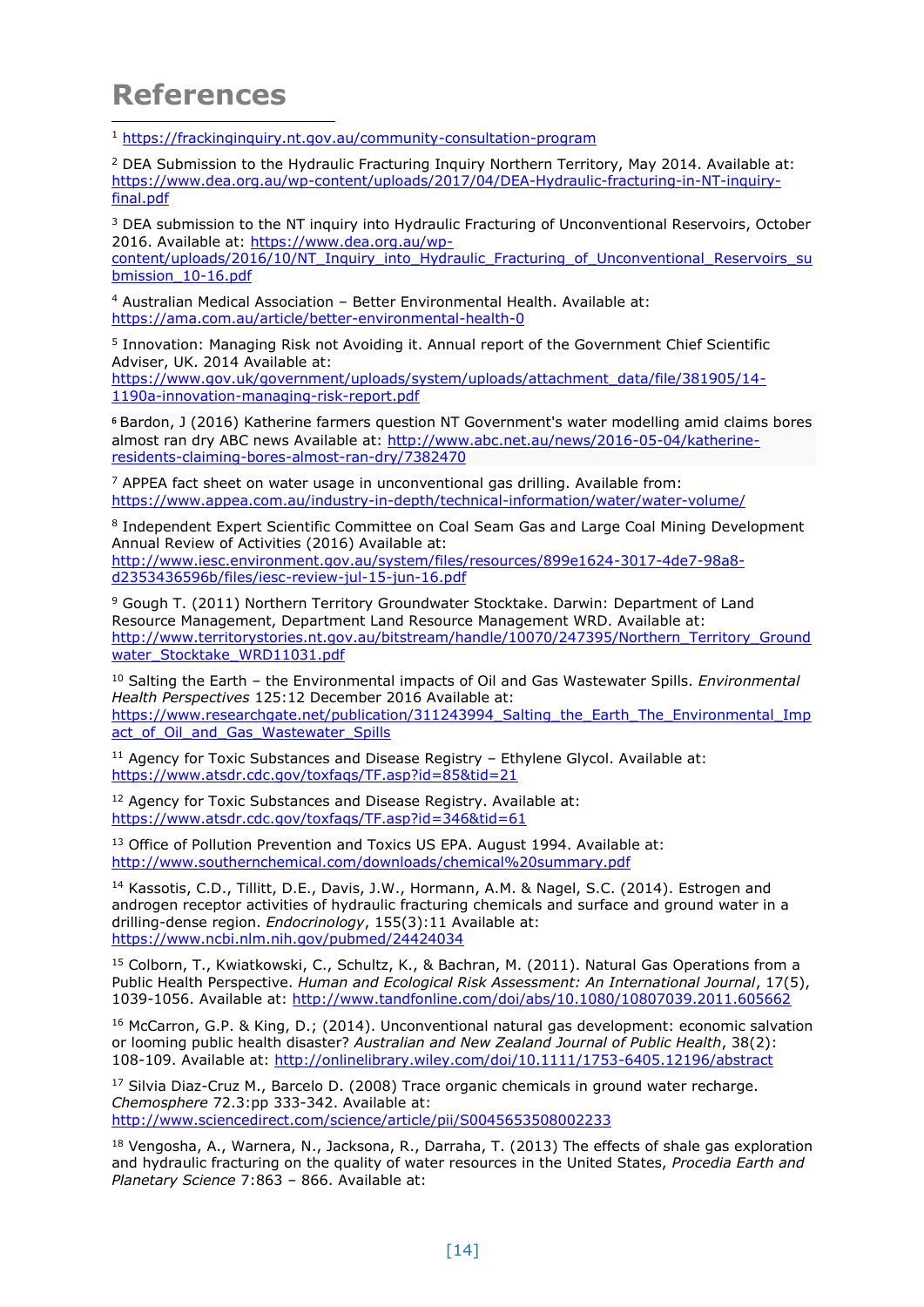# References

[1] https://frackinginquiry.nt.gov.au/community-consultation-program

[2] DEA Submission to the Hydraulic Fracturing Inquiry Northern Territory, May 2014. Available at: https://www.dea.org.au/wp-content/uploads/2017/04/DEA-Hydraulic-fracturing-in-NT-inquiry-final.pdf

[3] DEA submission to the NT inquiry into Hydraulic Fracturing of Unconventional Reservoirs, October 2016. Available at: https://www.dea.org.au/wp-content/uploads/2016/10/NT_Inquiry_into_Hydraulic_Fracturing_of_Unconventional_Reservoirs_submission_10-16.pdf

[4] Australian Medical Association – Better Environmental Health. Available at: https://ama.com.au/article/better-environmental-health-0

[5] Innovation: Managing Risk not Avoiding it. Annual report of the Government Chief Scientific Adviser, UK. 2014 Available at: https://www.gov.uk/government/uploads/system/uploads/attachment_data/file/381905/14-1190a-innovation-managing-risk-report.pdf

[6] Bardon, J (2016) Katherine farmers question NT Government's water modelling amid claims bores almost ran dry ABC news Available at: http://www.abc.net.au/news/2016-05-04/katherine-residents-claiming-bores-almost-ran-dry/7382470

[7] APPEA fact sheet on water usage in unconventional gas drilling. Available from: https://www.appea.com.au/industry-in-depth/technical-information/water/water-volume/

[8] Independent Expert Scientific Committee on Coal Seam Gas and Large Coal Mining Development Annual Review of Activities (2016) Available at: http://www.iesc.environment.gov.au/system/files/resources/899e1624-3017-4de7-98a8-d2353436596b/files/iesc-review-jul-15-jun-16.pdf

[9] Gough T. (2011) Northern Territory Groundwater Stocktake. Darwin: Department of Land Resource Management, Department Land Resource Management WRD. Available at: http://www.territorystories.nt.gov.au/bitstream/handle/10070/247395/Northern_Territory_Groundwater_Stocktake_WRD11031.pdf

[10] Salting the Earth – the Environmental impacts of Oil and Gas Wastewater Spills. *Environmental Health Perspectives* 125:12 December 2016 Available at: https://www.researchgate.net/publication/311243994_Salting_the_Earth_The_Environmental_Impact_of_Oil_and_Gas_Wastewater_Spills

[11] Agency for Toxic Substances and Disease Registry – Ethylene Glycol. Available at: https://www.atsdr.cdc.gov/toxfaqs/TF.asp?id=85&tid=21

[12] Agency for Toxic Substances and Disease Registry. Available at: https://www.atsdr.cdc.gov/toxfaqs/TF.asp?id=346&tid=61

[13] Office of Pollution Prevention and Toxics US EPA. August 1994. Available at: http://www.southernchemical.com/downloads/chemical%20summary.pdf

[14] Kassotis, C.D., Tillitt, D.E., Davis, J.W., Hormann, A.M. & Nagel, S.C. (2014). Estrogen and androgen receptor activities of hydraulic fracturing chemicals and surface and ground water in a drilling-dense region. *Endocrinology*, 155(3):11 Available at: https://www.ncbi.nlm.nih.gov/pubmed/24424034

[15] Colborn, T., Kwiatkowski, C., Schultz, K., & Bachran, M. (2011). Natural Gas Operations from a Public Health Perspective. *Human and Ecological Risk Assessment: An International Journal*, 17(5), 1039-1056. Available at: http://www.tandfonline.com/doi/abs/10.1080/10807039.2011.605662

[16] McCarron, G.P. & King, D.; (2014). Unconventional natural gas development: economic salvation or looming public health disaster? *Australian and New Zealand Journal of Public Health*, 38(2): 108-109. Available at: http://onlinelibrary.wiley.com/doi/10.1111/1753-6405.12196/abstract

[17] Silvia Diaz-Cruz M., Barcelo D. (2008) Trace organic chemicals in ground water recharge. *Chemosphere* 72.3:pp 333-342. Available at: http://www.sciencedirect.com/science/article/pii/S0045653508002233

[18] Vengosha, A., Warnera, N., Jacksona, R., Darraha, T. (2013) The effects of shale gas exploration and hydraulic fracturing on the quality of water resources in the United States, *Procedia Earth and Planetary Science* 7:863 – 866. Available at: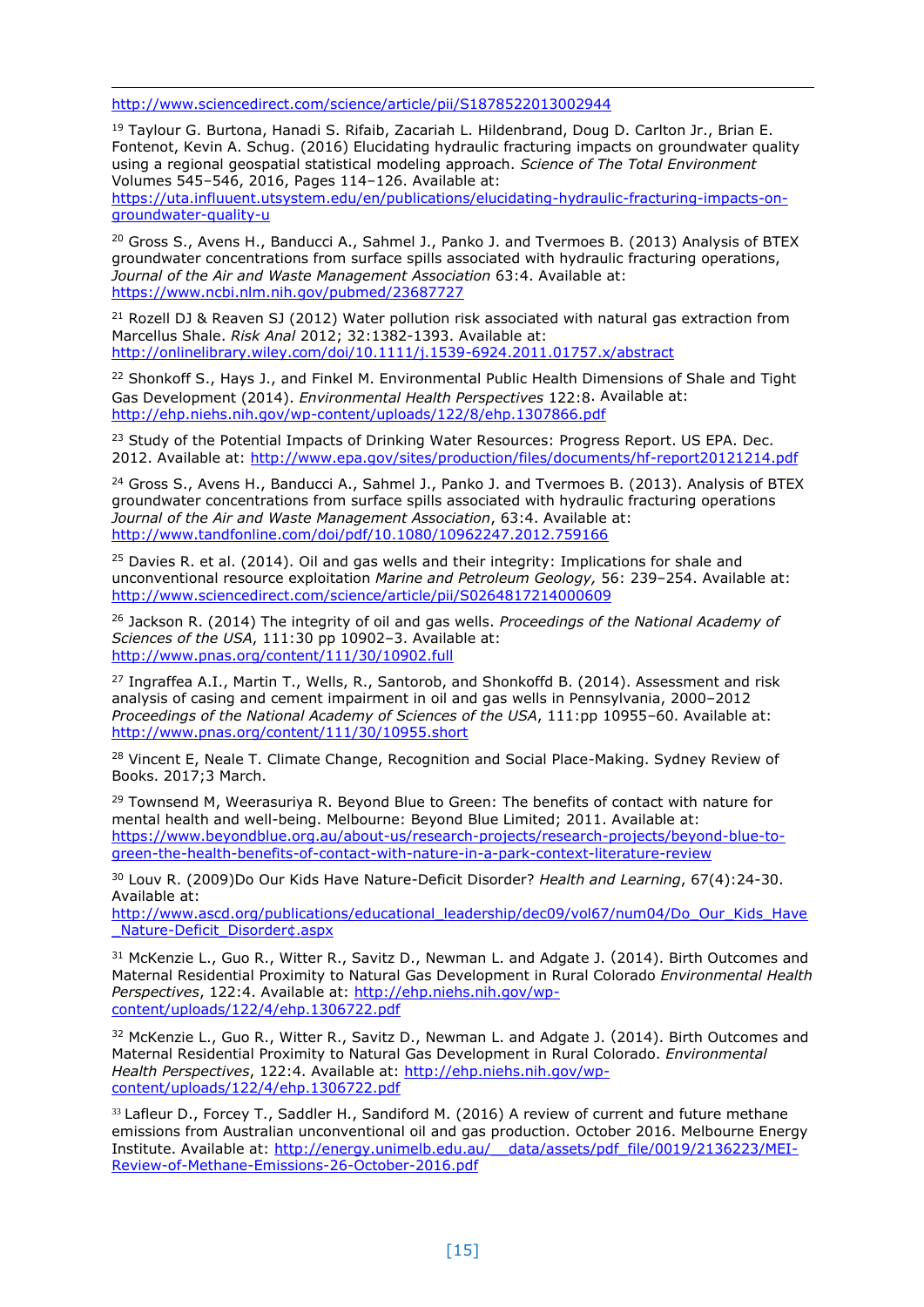http://www.sciencedirect.com/science/article/pii/S1878522013002944

[19] Taylour G. Burtona, Hanadi S. Rifaib, Zacariah L. Hildenbrand, Doug D. Carlton Jr., Brian E. Fontenot, Kevin A. Schug. (2016) Elucidating hydraulic fracturing impacts on groundwater quality using a regional geospatial statistical modeling approach. *Science of The Total Environment* Volumes 545–546, 2016, Pages 114–126. Available at: https://uta.influuent.utsystem.edu/en/publications/elucidating-hydraulic-fracturing-impacts-on-groundwater-quality-u

[20] Gross S., Avens H., Banducci A., Sahmel J., Panko J. and Tvermoes B. (2013) Analysis of BTEX groundwater concentrations from surface spills associated with hydraulic fracturing operations, *Journal of the Air and Waste Management Association* 63:4. Available at: https://www.ncbi.nlm.nih.gov/pubmed/23687727

[21] Rozell DJ & Reaven SJ (2012) Water pollution risk associated with natural gas extraction from Marcellus Shale. *Risk Anal* 2012; 32:1382-1393. Available at: http://onlinelibrary.wiley.com/doi/10.1111/j.1539-6924.2011.01757.x/abstract

[22] Shonkoff S., Hays J., and Finkel M. Environmental Public Health Dimensions of Shale and Tight Gas Development (2014). *Environmental Health Perspectives* 122:8. Available at: http://ehp.niehs.nih.gov/wp-content/uploads/122/8/ehp.1307866.pdf

[23] Study of the Potential Impacts of Drinking Water Resources: Progress Report. US EPA. Dec. 2012. Available at: http://www.epa.gov/sites/production/files/documents/hf-report20121214.pdf

[24] Gross S., Avens H., Banducci A., Sahmel J., Panko J. and Tvermoes B. (2013). Analysis of BTEX groundwater concentrations from surface spills associated with hydraulic fracturing operations *Journal of the Air and Waste Management Association*, 63:4. Available at: http://www.tandfonline.com/doi/pdf/10.1080/10962247.2012.759166

[25] Davies R. et al. (2014). Oil and gas wells and their integrity: Implications for shale and unconventional resource exploitation *Marine and Petroleum Geology,* 56: 239–254. Available at: http://www.sciencedirect.com/science/article/pii/S0264817214000609

[26] Jackson R. (2014) The integrity of oil and gas wells. *Proceedings of the National Academy of Sciences of the USA*, 111:30 pp 10902–3. Available at: http://www.pnas.org/content/111/30/10902.full

[27] Ingraffea A.I., Martin T., Wells, R., Santorob, and Shonkoffd B. (2014). Assessment and risk analysis of casing and cement impairment in oil and gas wells in Pennsylvania, 2000–2012 *Proceedings of the National Academy of Sciences of the USA*, 111:pp 10955–60. Available at: http://www.pnas.org/content/111/30/10955.short

[28] Vincent E, Neale T. Climate Change, Recognition and Social Place-Making. Sydney Review of Books. 2017;3 March.

[29] Townsend M, Weerasuriya R. Beyond Blue to Green: The benefits of contact with nature for mental health and well-being. Melbourne: Beyond Blue Limited; 2011. Available at: https://www.beyondblue.org.au/about-us/research-projects/research-projects/beyond-blue-to-green-the-health-benefits-of-contact-with-nature-in-a-park-context-literature-review

[30] Louv R. (2009)Do Our Kids Have Nature-Deficit Disorder? *Health and Learning*, 67(4):24-30. Available at: http://www.ascd.org/publications/educational_leadership/dec09/vol67/num04/Do_Our_Kids_Have_Nature-Deficit_Disorder¢.aspx

[31] McKenzie L., Guo R., Witter R., Savitz D., Newman L. and Adgate J. (2014). Birth Outcomes and Maternal Residential Proximity to Natural Gas Development in Rural Colorado *Environmental Health Perspectives*, 122:4. Available at: http://ehp.niehs.nih.gov/wp-content/uploads/122/4/ehp.1306722.pdf

[32] McKenzie L., Guo R., Witter R., Savitz D., Newman L. and Adgate J. (2014). Birth Outcomes and Maternal Residential Proximity to Natural Gas Development in Rural Colorado. *Environmental Health Perspectives*, 122:4. Available at: http://ehp.niehs.nih.gov/wp-content/uploads/122/4/ehp.1306722.pdf

[33] Lafleur D., Forcey T., Saddler H., Sandiford M. (2016) A review of current and future methane emissions from Australian unconventional oil and gas production. October 2016. Melbourne Energy Institute. Available at: http://energy.unimelb.edu.au/__data/assets/pdf_file/0019/2136223/MEI-Review-of-Methane-Emissions-26-October-2016.pdf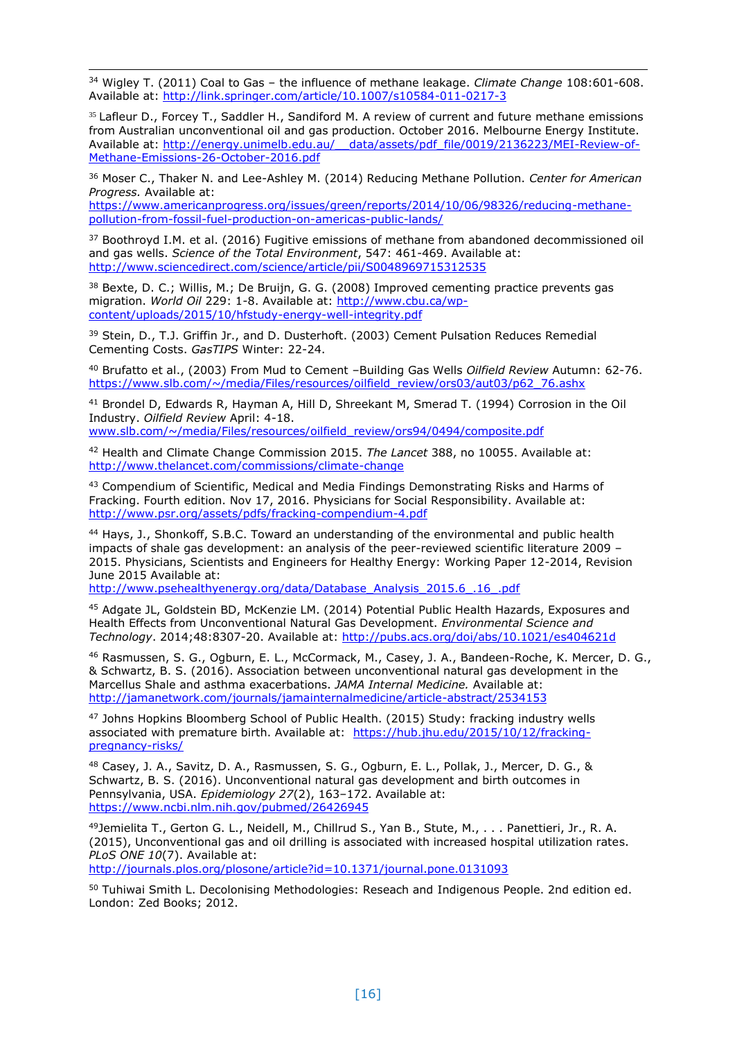[34] Wigley T. (2011) Coal to Gas – the influence of methane leakage. *Climate Change* 108:601-608. Available at: http://link.springer.com/article/10.1007/s10584-011-0217-3

[35] Lafleur D., Forcey T., Saddler H., Sandiford M. A review of current and future methane emissions from Australian unconventional oil and gas production. October 2016. Melbourne Energy Institute. Available at: http://energy.unimelb.edu.au/__data/assets/pdf_file/0019/2136223/MEI-Review-of-Methane-Emissions-26-October-2016.pdf

[36] Moser C., Thaker N. and Lee-Ashley M. (2014) Reducing Methane Pollution. *Center for American Progress.* Available at: https://www.americanprogress.org/issues/green/reports/2014/10/06/98326/reducing-methane-pollution-from-fossil-fuel-production-on-americas-public-lands/

[37] Boothroyd I.M. et al. (2016) Fugitive emissions of methane from abandoned decommissioned oil and gas wells. *Science of the Total Environment*, 547: 461-469. Available at: http://www.sciencedirect.com/science/article/pii/S0048969715312535

[38] Bexte, D. C.; Willis, M.; De Bruijn, G. G. (2008) Improved cementing practice prevents gas migration. *World Oil* 229: 1-8. Available at: http://www.cbu.ca/wp-content/uploads/2015/10/hfstudy-energy-well-integrity.pdf

[39] Stein, D., T.J. Griffin Jr., and D. Dusterhoft. (2003) Cement Pulsation Reduces Remedial Cementing Costs. *GasTIPS* Winter: 22-24.

[40] Brufatto et al., (2003) From Mud to Cement –Building Gas Wells *Oilfield Review* Autumn: 62-76. https://www.slb.com/~/media/Files/resources/oilfield_review/ors03/aut03/p62_76.ashx

[41] Brondel D, Edwards R, Hayman A, Hill D, Shreekant M, Smerad T. (1994) Corrosion in the Oil Industry. *Oilfield Review* April: 4-18. www.slb.com/~/media/Files/resources/oilfield_review/ors94/0494/composite.pdf

[42] Health and Climate Change Commission 2015. *The Lancet* 388, no 10055. Available at: http://www.thelancet.com/commissions/climate-change

[43] Compendium of Scientific, Medical and Media Findings Demonstrating Risks and Harms of Fracking. Fourth edition. Nov 17, 2016. Physicians for Social Responsibility. Available at: http://www.psr.org/assets/pdfs/fracking-compendium-4.pdf

[44] Hays, J., Shonkoff, S.B.C. Toward an understanding of the environmental and public health impacts of shale gas development: an analysis of the peer-reviewed scientific literature 2009 – 2015. Physicians, Scientists and Engineers for Healthy Energy: Working Paper 12-2014, Revision June 2015 Available at: http://www.psehealthyenergy.org/data/Database_Analysis_2015.6_.16_.pdf

[45] Adgate JL, Goldstein BD, McKenzie LM. (2014) Potential Public Health Hazards, Exposures and Health Effects from Unconventional Natural Gas Development. *Environmental Science and Technology*. 2014;48:8307-20. Available at: http://pubs.acs.org/doi/abs/10.1021/es404621d

[46] Rasmussen, S. G., Ogburn, E. L., McCormack, M., Casey, J. A., Bandeen-Roche, K. Mercer, D. G., & Schwartz, B. S. (2016). Association between unconventional natural gas development in the Marcellus Shale and asthma exacerbations. *JAMA Internal Medicine.* Available at: http://jamanetwork.com/journals/jamainternalmedicine/article-abstract/2534153

[47] Johns Hopkins Bloomberg School of Public Health. (2015) Study: fracking industry wells associated with premature birth. Available at: https://hub.jhu.edu/2015/10/12/fracking-pregnancy-risks/

[48] Casey, J. A., Savitz, D. A., Rasmussen, S. G., Ogburn, E. L., Pollak, J., Mercer, D. G., & Schwartz, B. S. (2016). Unconventional natural gas development and birth outcomes in Pennsylvania, USA. *Epidemiology 27*(2), 163–172. Available at: https://www.ncbi.nlm.nih.gov/pubmed/26426945

[49] Jemielita T., Gerton G. L., Neidell, M., Chillrud S., Yan B., Stute, M., . . . Panettieri, Jr., R. A. (2015), Unconventional gas and oil drilling is associated with increased hospital utilization rates. *PLoS ONE 10*(7). Available at: http://journals.plos.org/plosone/article?id=10.1371/journal.pone.0131093

[50] Tuhiwai Smith L. Decolonising Methodologies: Reseach and Indigenous People. 2nd edition ed. London: Zed Books; 2012.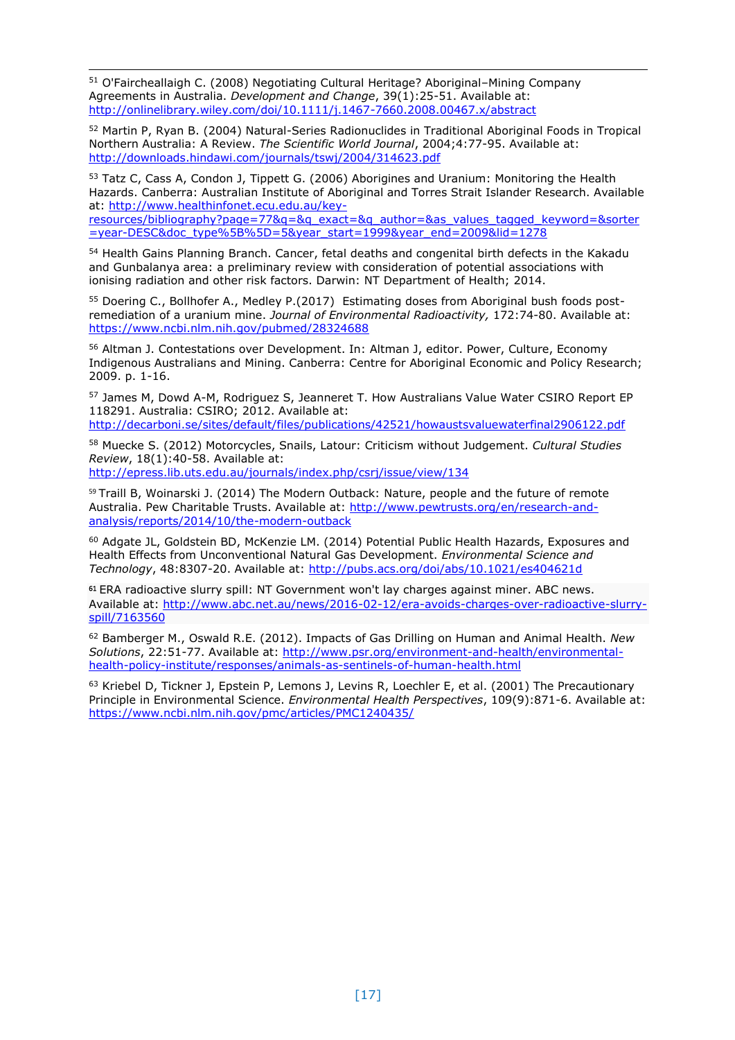[51] O'Faircheallaigh C. (2008) Negotiating Cultural Heritage? Aboriginal–Mining Company Agreements in Australia. *Development and Change*, 39(1):25-51. Available at: http://onlinelibrary.wiley.com/doi/10.1111/j.1467-7660.2008.00467.x/abstract

[52] Martin P, Ryan B. (2004) Natural-Series Radionuclides in Traditional Aboriginal Foods in Tropical Northern Australia: A Review. *The Scientific World Journal*, 2004;4:77-95. Available at: http://downloads.hindawi.com/journals/tswj/2004/314623.pdf

[53] Tatz C, Cass A, Condon J, Tippett G. (2006) Aborigines and Uranium: Monitoring the Health Hazards. Canberra: Australian Institute of Aboriginal and Torres Strait Islander Research. Available at: http://www.healthinfonet.ecu.edu.au/key-resources/bibliography?page=77&q=&q_exact=&q_author=&as_values_tagged_keyword=&sorter=year-DESC&doc_type%5B%5D=5&year_start=1999&year_end=2009&lid=1278

[54] Health Gains Planning Branch. Cancer, fetal deaths and congenital birth defects in the Kakadu and Gunbalanya area: a preliminary review with consideration of potential associations with ionising radiation and other risk factors. Darwin: NT Department of Health; 2014.

[55] Doering C., Bollhofer A., Medley P.(2017) Estimating doses from Aboriginal bush foods post-remediation of a uranium mine. *Journal of Environmental Radioactivity,* 172:74-80. Available at: https://www.ncbi.nlm.nih.gov/pubmed/28324688

[56] Altman J. Contestations over Development. In: Altman J, editor. Power, Culture, Economy Indigenous Australians and Mining. Canberra: Centre for Aboriginal Economic and Policy Research; 2009. p. 1-16.

[57] James M, Dowd A-M, Rodriguez S, Jeanneret T. How Australians Value Water CSIRO Report EP 118291. Australia: CSIRO; 2012. Available at: http://decarboni.se/sites/default/files/publications/42521/howaustsvaluewaterfinal2906122.pdf

[58] Muecke S. (2012) Motorcycles, Snails, Latour: Criticism without Judgement. *Cultural Studies Review*, 18(1):40-58. Available at: http://epress.lib.uts.edu.au/journals/index.php/csrj/issue/view/134

[59] Traill B, Woinarski J. (2014) The Modern Outback: Nature, people and the future of remote Australia. Pew Charitable Trusts. Available at: http://www.pewtrusts.org/en/research-and-analysis/reports/2014/10/the-modern-outback

[60] Adgate JL, Goldstein BD, McKenzie LM. (2014) Potential Public Health Hazards, Exposures and Health Effects from Unconventional Natural Gas Development. *Environmental Science and Technology*, 48:8307-20. Available at: http://pubs.acs.org/doi/abs/10.1021/es404621d

[61] ERA radioactive slurry spill: NT Government won't lay charges against miner. ABC news. Available at: http://www.abc.net.au/news/2016-02-12/era-avoids-charges-over-radioactive-slurry-spill/7163560

[62] Bamberger M., Oswald R.E. (2012). Impacts of Gas Drilling on Human and Animal Health. *New Solutions*, 22:51-77. Available at: http://www.psr.org/environment-and-health/environmental-health-policy-institute/responses/animals-as-sentinels-of-human-health.html

[63] Kriebel D, Tickner J, Epstein P, Lemons J, Levins R, Loechler E, et al. (2001) The Precautionary Principle in Environmental Science. *Environmental Health Perspectives*, 109(9):871-6. Available at: https://www.ncbi.nlm.nih.gov/pmc/articles/PMC1240435/